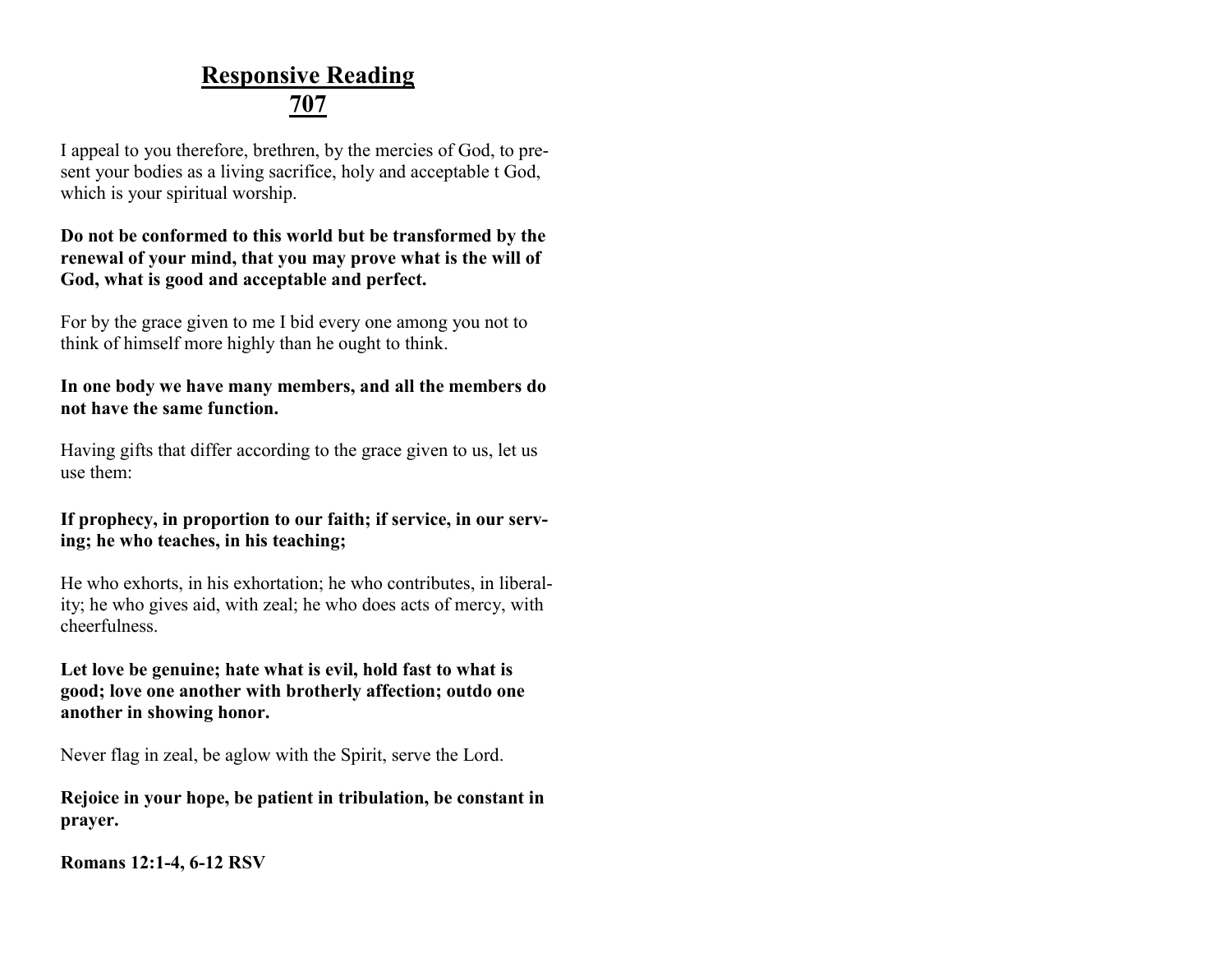# Responsive Reading
# 707

I appeal to you therefore, brethren, by the mercies of God, to present your bodies as a living sacrifice, holy and acceptable t God, which is your spiritual worship.

**Do not be conformed to this world but be transformed by the renewal of your mind, that you may prove what is the will of God, what is good and acceptable and perfect.**

For by the grace given to me I bid every one among you not to think of himself more highly than he ought to think.

**In one body we have many members, and all the members do not have the same function.**

Having gifts that differ according to the grace given to us, let us use them:

**If prophecy, in proportion to our faith; if service, in our serving; he who teaches, in his teaching;**

He who exhorts, in his exhortation; he who contributes, in liberality; he who gives aid, with zeal; he who does acts of mercy, with cheerfulness.

**Let love be genuine; hate what is evil, hold fast to what is good; love one another with brotherly affection; outdo one another in showing honor.**

Never flag in zeal, be aglow with the Spirit, serve the Lord.

**Rejoice in your hope, be patient in tribulation, be constant in prayer.**

**Romans 12:1-4, 6-12 RSV**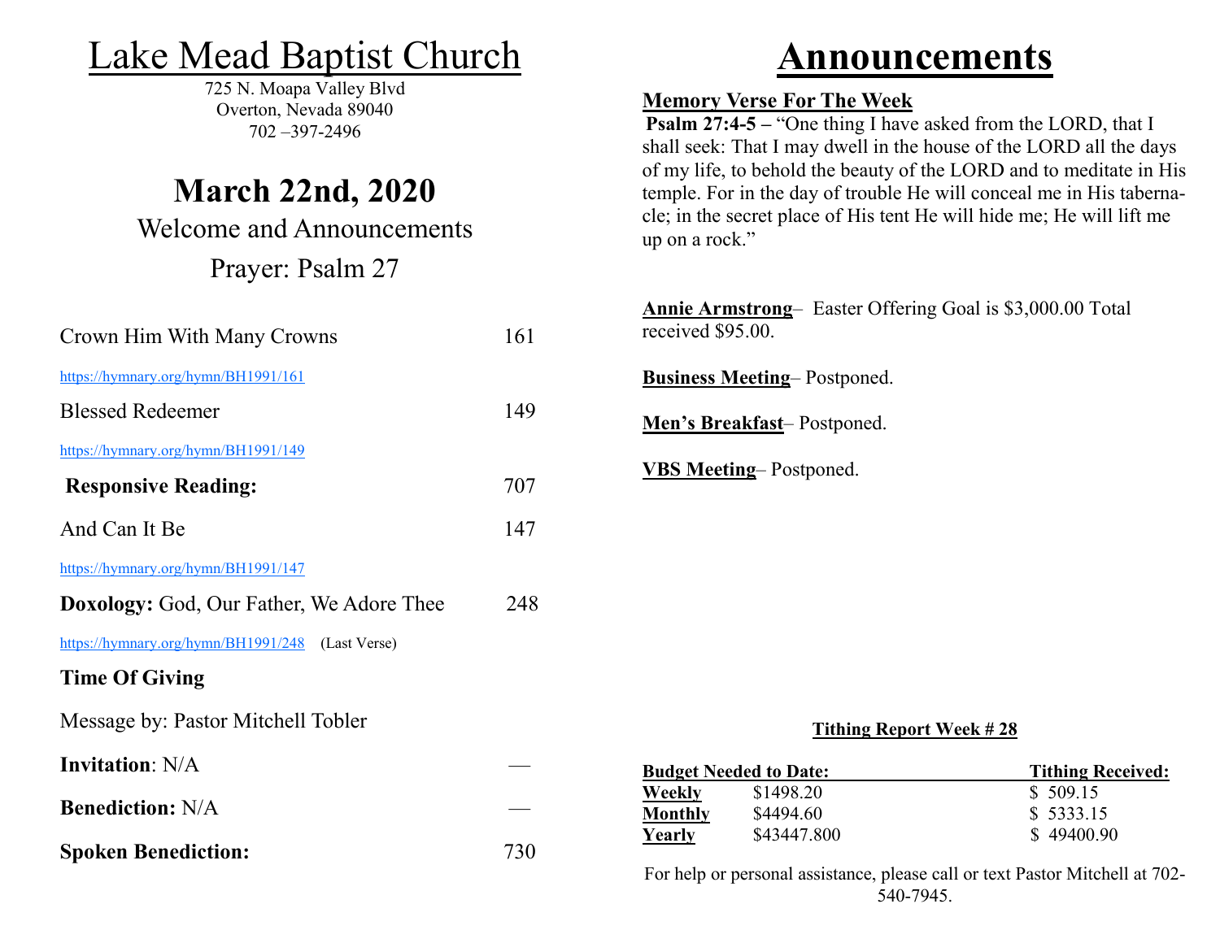# Lake Mead Baptist Church

725 N. Moapa Valley Blvd
Overton, Nevada 89040
702 –397-2496

## March 22nd, 2020

Welcome and Announcements

Prayer: Psalm 27

| | |
|---|---|
| Crown Him With Many Crowns | 161 |
| https://hymnary.org/hymn/BH1991/161 | |
| Blessed Redeemer | 149 |
| https://hymnary.org/hymn/BH1991/149 | |
| **Responsive Reading:** | 707 |
| And Can It Be | 147 |
| https://hymnary.org/hymn/BH1991/147 | |
| **Doxology:** God, Our Father, We Adore Thee | 248 |
| https://hymnary.org/hymn/BH1991/248 (Last Verse) | |
| **Time Of Giving** | |
| Message by: Pastor Mitchell Tobler | |
| **Invitation**: N/A | — |
| **Benediction:** N/A | — |
| **Spoken Benediction:** | 730 |

# Announcements

**Memory Verse For The Week**

**Psalm 27:4-5 –** "One thing I have asked from the LORD, that I shall seek: That I may dwell in the house of the LORD all the days of my life, to behold the beauty of the LORD and to meditate in His temple. For in the day of trouble He will conceal me in His tabernacle; in the secret place of His tent He will hide me; He will lift me up on a rock."

**Annie Armstrong**– Easter Offering Goal is $3,000.00 Total received $95.00.

**Business Meeting**– Postponed.

**Men's Breakfast**– Postponed.

**VBS Meeting**– Postponed.

**Tithing Report Week # 28**

| Budget Needed to Date: | | Tithing Received: |
|---|---|---|
| **Weekly** | $1498.20 | $ 509.15 |
| **Monthly** | $4494.60 | $ 5333.15 |
| **Yearly** | $43447.800 | $ 49400.90 |

For help or personal assistance, please call or text Pastor Mitchell at 702-540-7945.